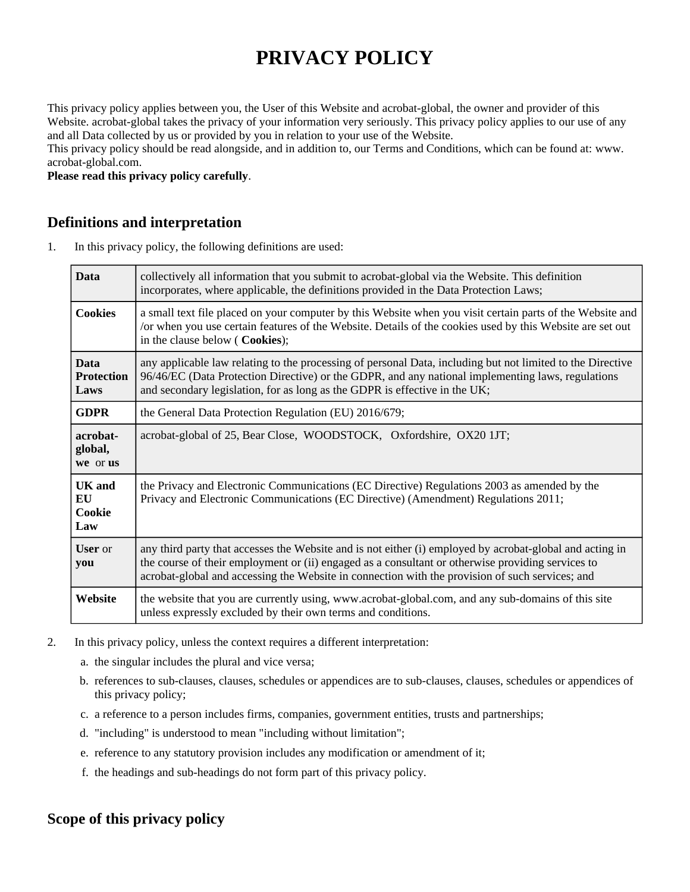# PRIVACY POLICY

This privacy policy applies between you, the User of this Website and acrobat-global, the owner and provider of this Website. acrobat-global takes the privacy of your information very seriously. This privacy policy applies to our use of any and all Data collected by us or provided by you in relation to your use of the Website.

This privacy policy should be read alongside, and in addition to, our Terms and Conditions, which can be found at: www. acrobat-global.com.

**Please read this privacy policy carefully**.

## Definitions and interpretation

1. In this privacy policy, the following definitions are used:

| | |
|---|---|
| **Data** | collectively all information that you submit to acrobat-global via the Website. This definition incorporates, where applicable, the definitions provided in the Data Protection Laws; |
| **Cookies** | a small text file placed on your computer by this Website when you visit certain parts of the Website and /or when you use certain features of the Website. Details of the cookies used by this Website are set out in the clause below ( **Cookies**); |
| **Data Protection Laws** | any applicable law relating to the processing of personal Data, including but not limited to the Directive 96/46/EC (Data Protection Directive) or the GDPR, and any national implementing laws, regulations and secondary legislation, for as long as the GDPR is effective in the UK; |
| **GDPR** | the General Data Protection Regulation (EU) 2016/679; |
| **acrobat-global, we** or **us** | acrobat-global of 25, Bear Close, WOODSTOCK, Oxfordshire, OX20 1JT; |
| **UK and EU Cookie Law** | the Privacy and Electronic Communications (EC Directive) Regulations 2003 as amended by the Privacy and Electronic Communications (EC Directive) (Amendment) Regulations 2011; |
| **User** or **you** | any third party that accesses the Website and is not either (i) employed by acrobat-global and acting in the course of their employment or (ii) engaged as a consultant or otherwise providing services to acrobat-global and accessing the Website in connection with the provision of such services; and |
| **Website** | the website that you are currently using, www.acrobat-global.com, and any sub-domains of this site unless expressly excluded by their own terms and conditions. |

2. In this privacy policy, unless the context requires a different interpretation:
   a. the singular includes the plural and vice versa;
   b. references to sub-clauses, clauses, schedules or appendices are to sub-clauses, clauses, schedules or appendices of this privacy policy;
   c. a reference to a person includes firms, companies, government entities, trusts and partnerships;
   d. "including" is understood to mean "including without limitation";
   e. reference to any statutory provision includes any modification or amendment of it;
   f. the headings and sub-headings do not form part of this privacy policy.

## Scope of this privacy policy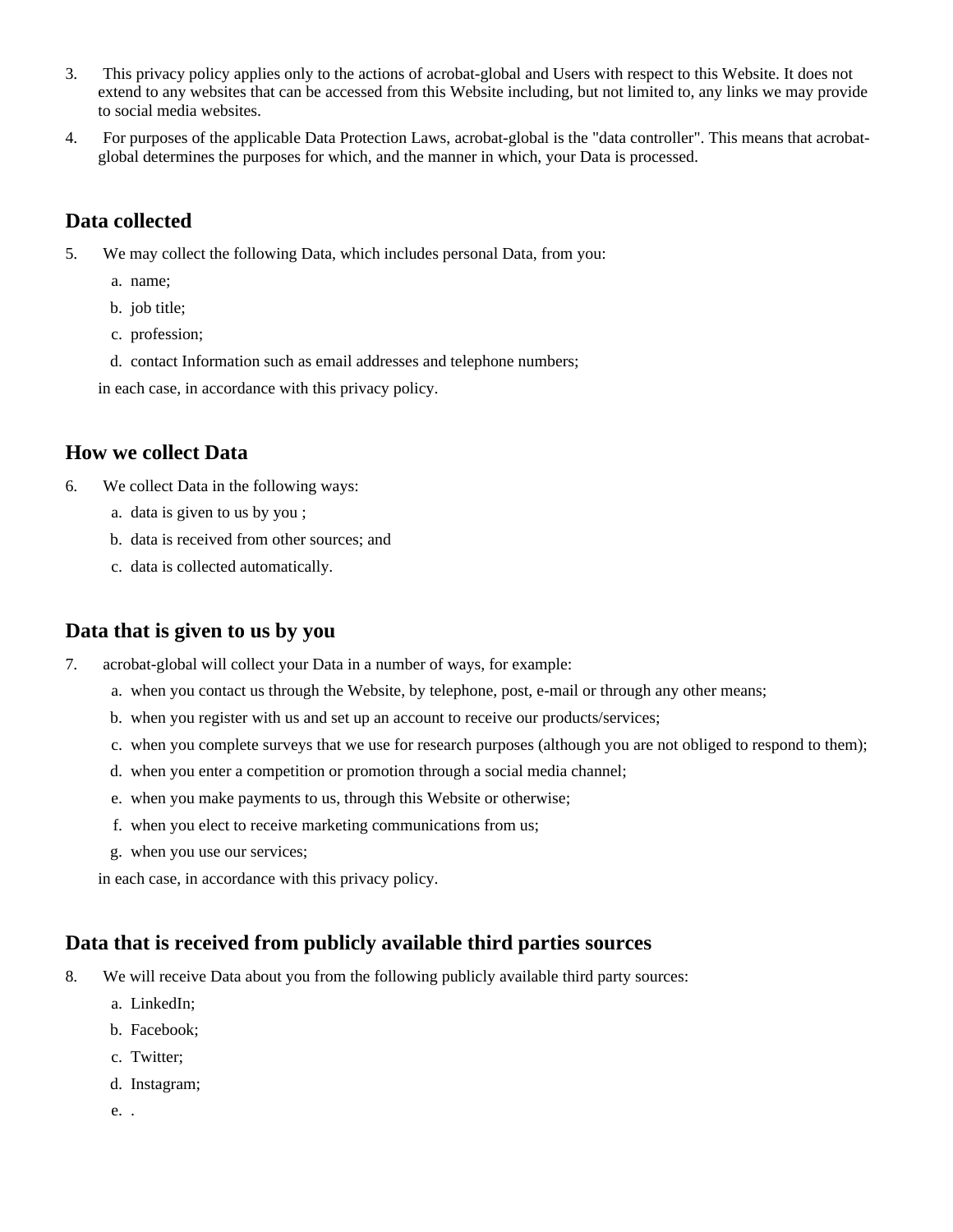3. This privacy policy applies only to the actions of acrobat-global and Users with respect to this Website. It does not extend to any websites that can be accessed from this Website including, but not limited to, any links we may provide to social media websites.
4. For purposes of the applicable Data Protection Laws, acrobat-global is the "data controller". This means that acrobat-global determines the purposes for which, and the manner in which, your Data is processed.

## Data collected

5. We may collect the following Data, which includes personal Data, from you:
    a. name;
    b. job title;
    c. profession;
    d. contact Information such as email addresses and telephone numbers;

    in each case, in accordance with this privacy policy.

## How we collect Data

6. We collect Data in the following ways:
    a. data is given to us by you ;
    b. data is received from other sources; and
    c. data is collected automatically.

## Data that is given to us by you

7. acrobat-global will collect your Data in a number of ways, for example:
    a. when you contact us through the Website, by telephone, post, e-mail or through any other means;
    b. when you register with us and set up an account to receive our products/services;
    c. when you complete surveys that we use for research purposes (although you are not obliged to respond to them);
    d. when you enter a competition or promotion through a social media channel;
    e. when you make payments to us, through this Website or otherwise;
    f. when you elect to receive marketing communications from us;
    g. when you use our services;

    in each case, in accordance with this privacy policy.

## Data that is received from publicly available third parties sources

8. We will receive Data about you from the following publicly available third party sources:
    a. LinkedIn;
    b. Facebook;
    c. Twitter;
    d. Instagram;
    e. .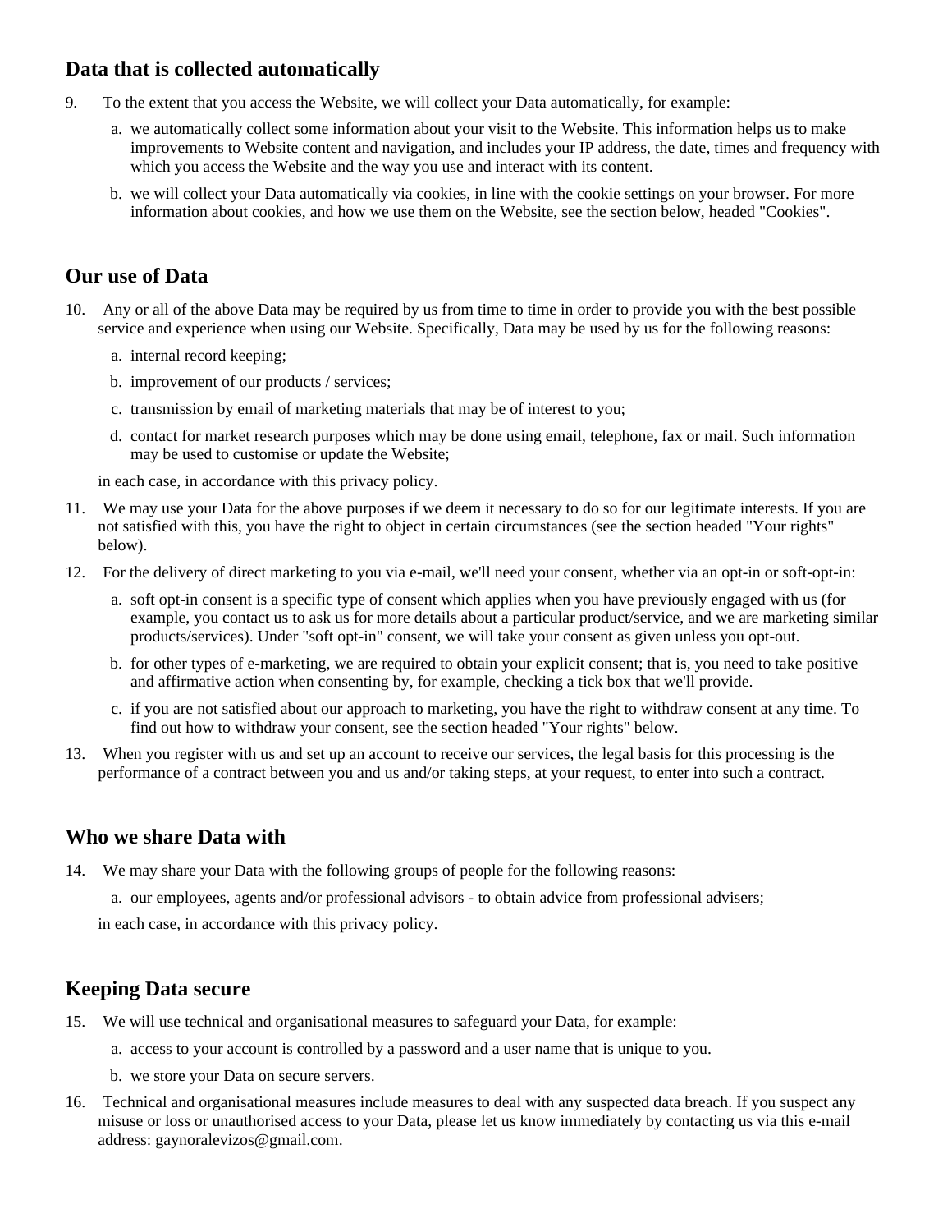## Data that is collected automatically

9. To the extent that you access the Website, we will collect your Data automatically, for example:
   a. we automatically collect some information about your visit to the Website. This information helps us to make improvements to Website content and navigation, and includes your IP address, the date, times and frequency with which you access the Website and the way you use and interact with its content.
   b. we will collect your Data automatically via cookies, in line with the cookie settings on your browser. For more information about cookies, and how we use them on the Website, see the section below, headed "Cookies".

## Our use of Data

10. Any or all of the above Data may be required by us from time to time in order to provide you with the best possible service and experience when using our Website. Specifically, Data may be used by us for the following reasons:
    a. internal record keeping;
    b. improvement of our products / services;
    c. transmission by email of marketing materials that may be of interest to you;
    d. contact for market research purposes which may be done using email, telephone, fax or mail. Such information may be used to customise or update the Website;

    in each case, in accordance with this privacy policy.
11. We may use your Data for the above purposes if we deem it necessary to do so for our legitimate interests. If you are not satisfied with this, you have the right to object in certain circumstances (see the section headed "Your rights" below).
12. For the delivery of direct marketing to you via e-mail, we'll need your consent, whether via an opt-in or soft-opt-in:
    a. soft opt-in consent is a specific type of consent which applies when you have previously engaged with us (for example, you contact us to ask us for more details about a particular product/service, and we are marketing similar products/services). Under "soft opt-in" consent, we will take your consent as given unless you opt-out.
    b. for other types of e-marketing, we are required to obtain your explicit consent; that is, you need to take positive and affirmative action when consenting by, for example, checking a tick box that we'll provide.
    c. if you are not satisfied about our approach to marketing, you have the right to withdraw consent at any time. To find out how to withdraw your consent, see the section headed "Your rights" below.
13. When you register with us and set up an account to receive our services, the legal basis for this processing is the performance of a contract between you and us and/or taking steps, at your request, to enter into such a contract.

## Who we share Data with

14. We may share your Data with the following groups of people for the following reasons:
    a. our employees, agents and/or professional advisors - to obtain advice from professional advisers;

    in each case, in accordance with this privacy policy.

## Keeping Data secure

15. We will use technical and organisational measures to safeguard your Data, for example:
    a. access to your account is controlled by a password and a user name that is unique to you.
    b. we store your Data on secure servers.
16. Technical and organisational measures include measures to deal with any suspected data breach. If you suspect any misuse or loss or unauthorised access to your Data, please let us know immediately by contacting us via this e-mail address: gaynoralevizos@gmail.com.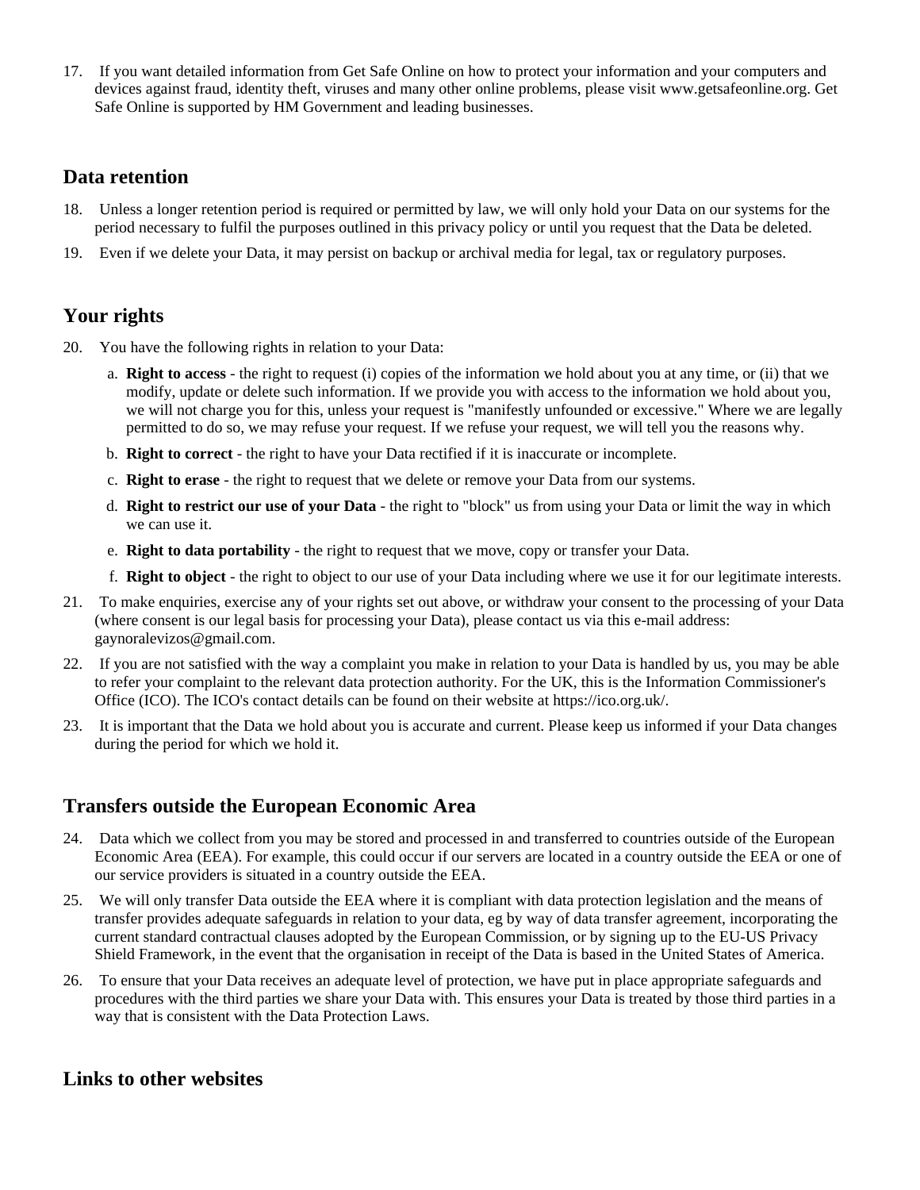17. If you want detailed information from Get Safe Online on how to protect your information and your computers and devices against fraud, identity theft, viruses and many other online problems, please visit www.getsafeonline.org. Get Safe Online is supported by HM Government and leading businesses.

## Data retention

18. Unless a longer retention period is required or permitted by law, we will only hold your Data on our systems for the period necessary to fulfil the purposes outlined in this privacy policy or until you request that the Data be deleted.
19. Even if we delete your Data, it may persist on backup or archival media for legal, tax or regulatory purposes.

## Your rights

20. You have the following rights in relation to your Data:
    a. **Right to access** - the right to request (i) copies of the information we hold about you at any time, or (ii) that we modify, update or delete such information. If we provide you with access to the information we hold about you, we will not charge you for this, unless your request is "manifestly unfounded or excessive." Where we are legally permitted to do so, we may refuse your request. If we refuse your request, we will tell you the reasons why.
    b. **Right to correct** - the right to have your Data rectified if it is inaccurate or incomplete.
    c. **Right to erase** - the right to request that we delete or remove your Data from our systems.
    d. **Right to restrict our use of your Data** - the right to "block" us from using your Data or limit the way in which we can use it.
    e. **Right to data portability** - the right to request that we move, copy or transfer your Data.
    f. **Right to object** - the right to object to our use of your Data including where we use it for our legitimate interests.
21. To make enquiries, exercise any of your rights set out above, or withdraw your consent to the processing of your Data (where consent is our legal basis for processing your Data), please contact us via this e-mail address: gaynoralevizos@gmail.com.
22. If you are not satisfied with the way a complaint you make in relation to your Data is handled by us, you may be able to refer your complaint to the relevant data protection authority. For the UK, this is the Information Commissioner's Office (ICO). The ICO's contact details can be found on their website at https://ico.org.uk/.
23. It is important that the Data we hold about you is accurate and current. Please keep us informed if your Data changes during the period for which we hold it.

## Transfers outside the European Economic Area

24. Data which we collect from you may be stored and processed in and transferred to countries outside of the European Economic Area (EEA). For example, this could occur if our servers are located in a country outside the EEA or one of our service providers is situated in a country outside the EEA.
25. We will only transfer Data outside the EEA where it is compliant with data protection legislation and the means of transfer provides adequate safeguards in relation to your data, eg by way of data transfer agreement, incorporating the current standard contractual clauses adopted by the European Commission, or by signing up to the EU-US Privacy Shield Framework, in the event that the organisation in receipt of the Data is based in the United States of America.
26. To ensure that your Data receives an adequate level of protection, we have put in place appropriate safeguards and procedures with the third parties we share your Data with. This ensures your Data is treated by those third parties in a way that is consistent with the Data Protection Laws.

## Links to other websites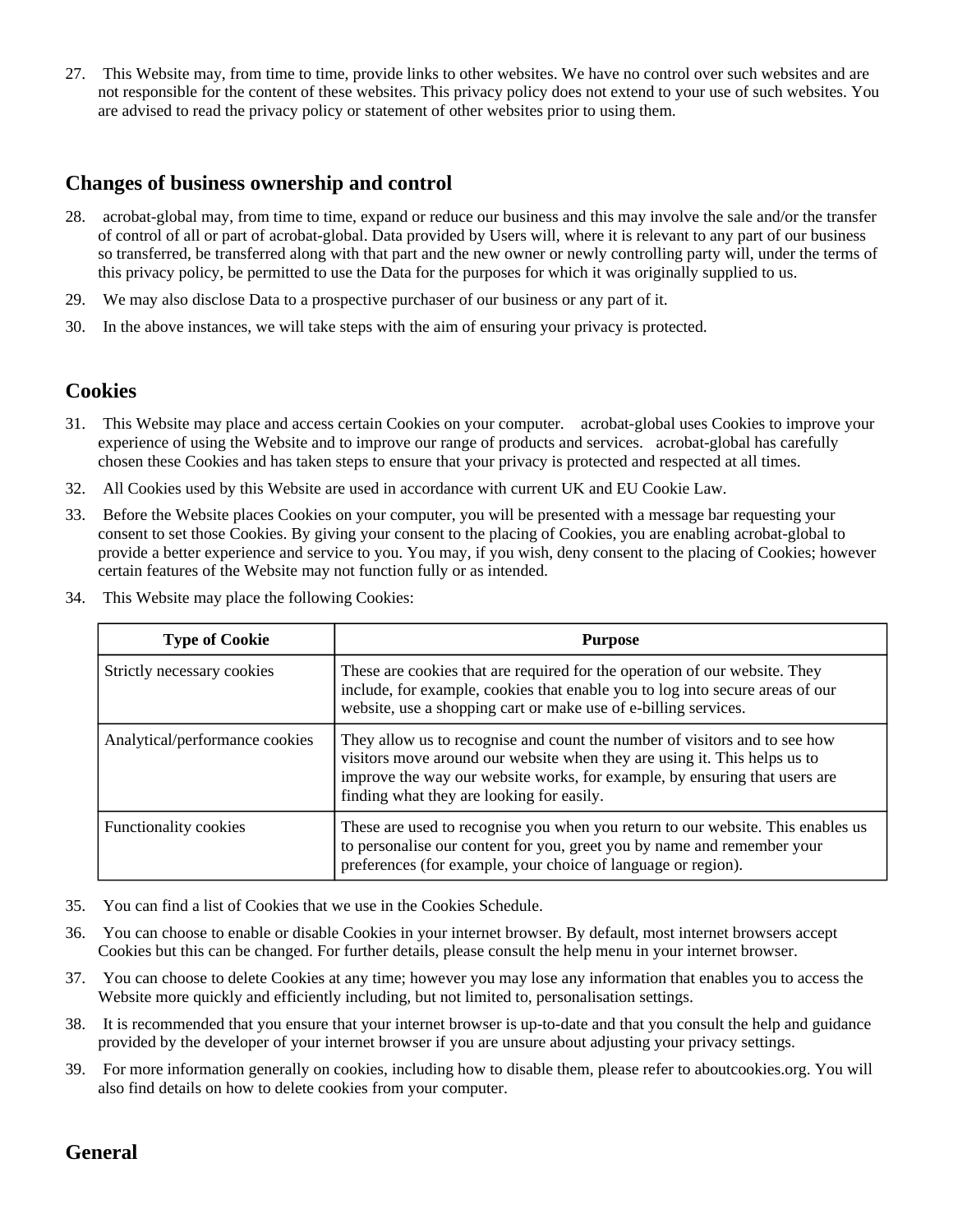27. This Website may, from time to time, provide links to other websites. We have no control over such websites and are not responsible for the content of these websites. This privacy policy does not extend to your use of such websites. You are advised to read the privacy policy or statement of other websites prior to using them.

## Changes of business ownership and control

28. acrobat-global may, from time to time, expand or reduce our business and this may involve the sale and/or the transfer of control of all or part of acrobat-global. Data provided by Users will, where it is relevant to any part of our business so transferred, be transferred along with that part and the new owner or newly controlling party will, under the terms of this privacy policy, be permitted to use the Data for the purposes for which it was originally supplied to us.
29. We may also disclose Data to a prospective purchaser of our business or any part of it.
30. In the above instances, we will take steps with the aim of ensuring your privacy is protected.

## Cookies

31. This Website may place and access certain Cookies on your computer. acrobat-global uses Cookies to improve your experience of using the Website and to improve our range of products and services. acrobat-global has carefully chosen these Cookies and has taken steps to ensure that your privacy is protected and respected at all times.
32. All Cookies used by this Website are used in accordance with current UK and EU Cookie Law.
33. Before the Website places Cookies on your computer, you will be presented with a message bar requesting your consent to set those Cookies. By giving your consent to the placing of Cookies, you are enabling acrobat-global to provide a better experience and service to you. You may, if you wish, deny consent to the placing of Cookies; however certain features of the Website may not function fully or as intended.
34. This Website may place the following Cookies:

| Type of Cookie | Purpose |
| --- | --- |
| Strictly necessary cookies | These are cookies that are required for the operation of our website. They include, for example, cookies that enable you to log into secure areas of our website, use a shopping cart or make use of e-billing services. |
| Analytical/performance cookies | They allow us to recognise and count the number of visitors and to see how visitors move around our website when they are using it. This helps us to improve the way our website works, for example, by ensuring that users are finding what they are looking for easily. |
| Functionality cookies | These are used to recognise you when you return to our website. This enables us to personalise our content for you, greet you by name and remember your preferences (for example, your choice of language or region). |

35. You can find a list of Cookies that we use in the Cookies Schedule.
36. You can choose to enable or disable Cookies in your internet browser. By default, most internet browsers accept Cookies but this can be changed. For further details, please consult the help menu in your internet browser.
37. You can choose to delete Cookies at any time; however you may lose any information that enables you to access the Website more quickly and efficiently including, but not limited to, personalisation settings.
38. It is recommended that you ensure that your internet browser is up-to-date and that you consult the help and guidance provided by the developer of your internet browser if you are unsure about adjusting your privacy settings.
39. For more information generally on cookies, including how to disable them, please refer to aboutcookies.org. You will also find details on how to delete cookies from your computer.

## General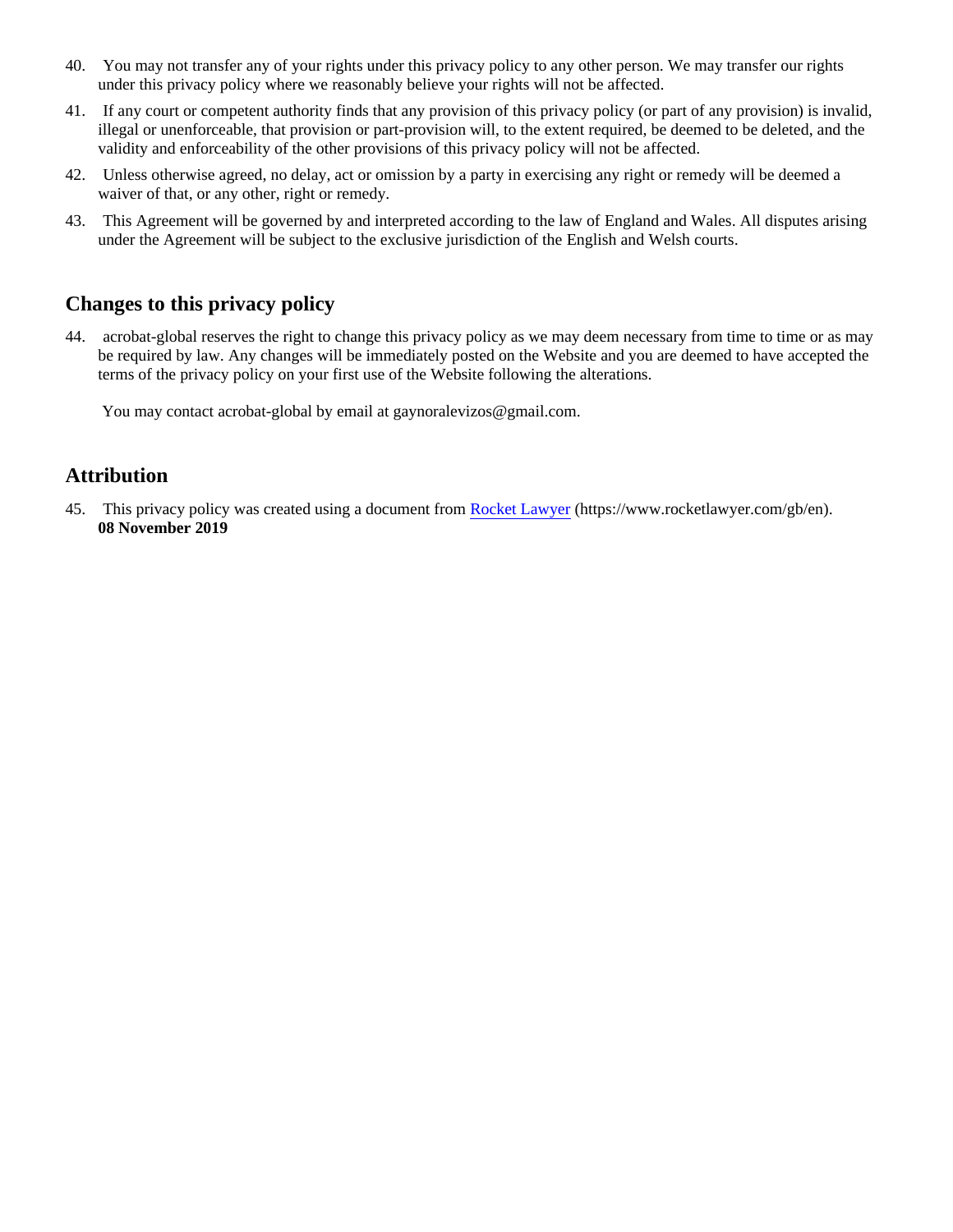40. You may not transfer any of your rights under this privacy policy to any other person. We may transfer our rights under this privacy policy where we reasonably believe your rights will not be affected.

41. If any court or competent authority finds that any provision of this privacy policy (or part of any provision) is invalid, illegal or unenforceable, that provision or part-provision will, to the extent required, be deemed to be deleted, and the validity and enforceability of the other provisions of this privacy policy will not be affected.

42. Unless otherwise agreed, no delay, act or omission by a party in exercising any right or remedy will be deemed a waiver of that, or any other, right or remedy.

43. This Agreement will be governed by and interpreted according to the law of England and Wales. All disputes arising under the Agreement will be subject to the exclusive jurisdiction of the English and Welsh courts.

## Changes to this privacy policy

44. acrobat-global reserves the right to change this privacy policy as we may deem necessary from time to time or as may be required by law. Any changes will be immediately posted on the Website and you are deemed to have accepted the terms of the privacy policy on your first use of the Website following the alterations.

    You may contact acrobat-global by email at gaynoralevizos@gmail.com.

## Attribution

45. This privacy policy was created using a document from [Rocket Lawyer](https://www.rocketlawyer.com/gb/en) (https://www.rocketlawyer.com/gb/en).
    **08 November 2019**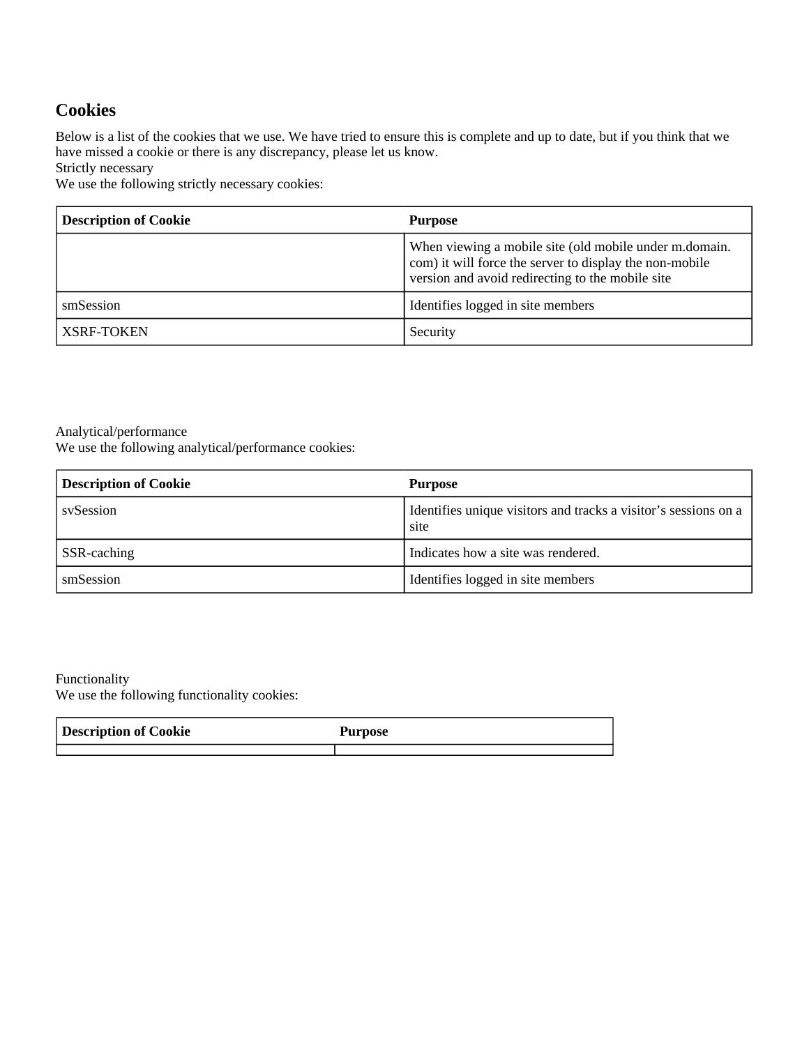## Cookies

Below is a list of the cookies that we use. We have tried to ensure this is complete and up to date, but if you think that we have missed a cookie or there is any discrepancy, please let us know.

Strictly necessary

We use the following strictly necessary cookies:

| Description of Cookie | Purpose |
|---|---|
| | When viewing a mobile site (old mobile under m.domain.com) it will force the server to display the non-mobile version and avoid redirecting to the mobile site |
| smSession | Identifies logged in site members |
| XSRF-TOKEN | Security |

Analytical/performance

We use the following analytical/performance cookies:

| Description of Cookie | Purpose |
|---|---|
| svSession | Identifies unique visitors and tracks a visitor's sessions on a site |
| SSR-caching | Indicates how a site was rendered. |
| smSession | Identifies logged in site members |

Functionality

We use the following functionality cookies:

| Description of Cookie | Purpose |
|---|---|
| | |